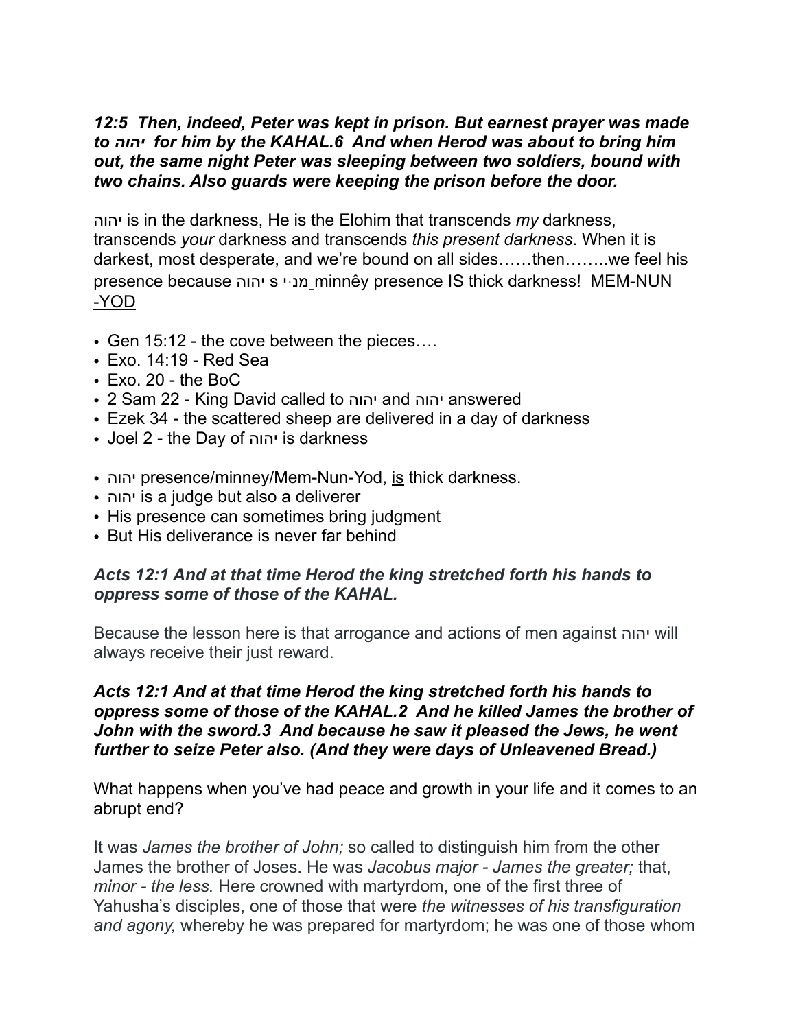***12:5 Then, indeed, Peter was kept in prison. But earnest prayer was made to יהוה for him by the KAHAL.6 And when Herod was about to bring him out, the same night Peter was sleeping between two soldiers, bound with two chains. Also guards were keeping the prison before the door.***

יהוה is in the darkness, He is the Elohim that transcends *my* darkness, transcends *your* darkness and transcends *this present darkness*. When it is darkest, most desperate, and we're bound on all sides……then……..we feel his presence because יהוה s מִנֵּי minnêy presence IS thick darkness! MEM-NUN -YOD

- Gen 15:12 - the cove between the pieces….
- Exo. 14:19 - Red Sea
- Exo. 20 - the BoC
- 2 Sam 22 - King David called to יהוה and יהוה answered
- Ezek 34 - the scattered sheep are delivered in a day of darkness
- Joel 2 - the Day of יהוה is darkness

- יהוה presence/minney/Mem-Nun-Yod, is thick darkness.
- יהוה is a judge but also a deliverer
- His presence can sometimes bring judgment
- But His deliverance is never far behind

***Acts 12:1 And at that time Herod the king stretched forth his hands to oppress some of those of the KAHAL.***

Because the lesson here is that arrogance and actions of men against יהוה will always receive their just reward.

***Acts 12:1 And at that time Herod the king stretched forth his hands to oppress some of those of the KAHAL.2 And he killed James the brother of John with the sword.3 And because he saw it pleased the Jews, he went further to seize Peter also. (And they were days of Unleavened Bread.)***

What happens when you've had peace and growth in your life and it comes to an abrupt end?

It was *James the brother of John;* so called to distinguish him from the other James the brother of Joses. He was *Jacobus major* - *James the greater;* that, *minor* - *the less.* Here crowned with martyrdom, one of the first three of Yahusha's disciples, one of those that were *the witnesses of his transfiguration and agony,* whereby he was prepared for martyrdom; he was one of those whom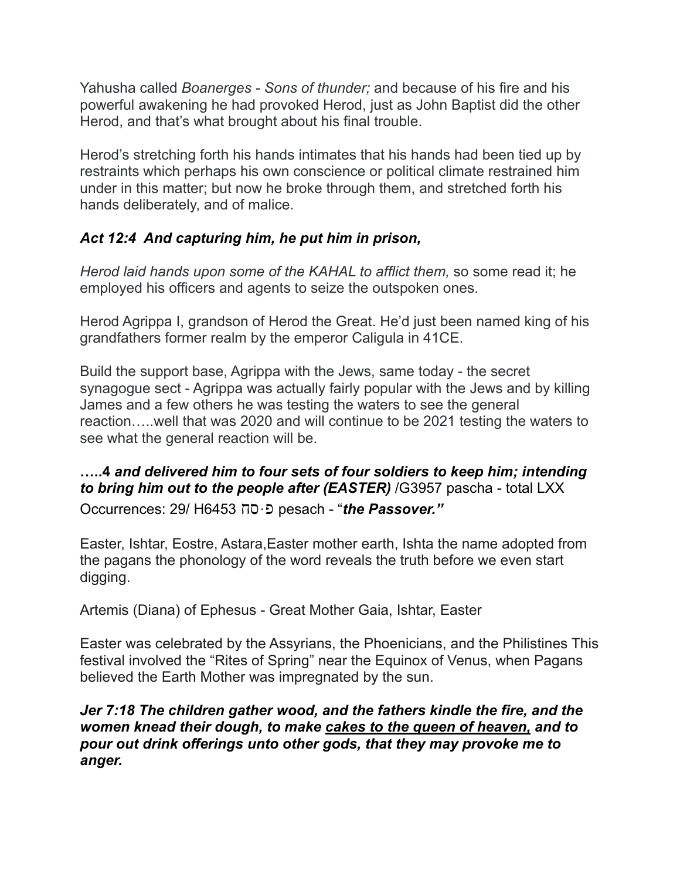Yahusha called *Boanerges - Sons of thunder;* and because of his fire and his powerful awakening he had provoked Herod, just as John Baptist did the other Herod, and that's what brought about his final trouble.

Herod's stretching forth his hands intimates that his hands had been tied up by restraints which perhaps his own conscience or political climate restrained him under in this matter; but now he broke through them, and stretched forth his hands deliberately, and of malice.

***Act 12:4 And capturing him, he put him in prison,***

*Herod laid hands upon some of the KAHAL to afflict them,* so some read it; he employed his officers and agents to seize the outspoken ones.

Herod Agrippa I, grandson of Herod the Great. He'd just been named king of his grandfathers former realm by the emperor Caligula in 41CE.

Build the support base, Agrippa with the Jews, same today - the secret synagogue sect - Agrippa was actually fairly popular with the Jews and by killing James and a few others he was testing the waters to see the general reaction…..well that was 2020 and will continue to be 2021 testing the waters to see what the general reaction will be.

**…..4 *and delivered him to four sets of four soldiers to keep him; intending to bring him out to the people after (EASTER)*** /G3957 pascha - total LXX Occurrences: 29/ H6453 פּ·סח pesach - "***the Passover."***

Easter, Ishtar, Eostre, Astara,Easter mother earth, Ishta the name adopted from the pagans the phonology of the word reveals the truth before we even start digging.

Artemis (Diana) of Ephesus - Great Mother Gaia, Ishtar, Easter

Easter was celebrated by the Assyrians, the Phoenicians, and the Philistines This festival involved the "Rites of Spring" near the Equinox of Venus, when Pagans believed the Earth Mother was impregnated by the sun.

***Jer 7:18 The children gather wood, and the fathers kindle the fire, and the women knead their dough, to make <u>cakes to the queen of heaven,</u> and to pour out drink offerings unto other gods, that they may provoke me to anger.***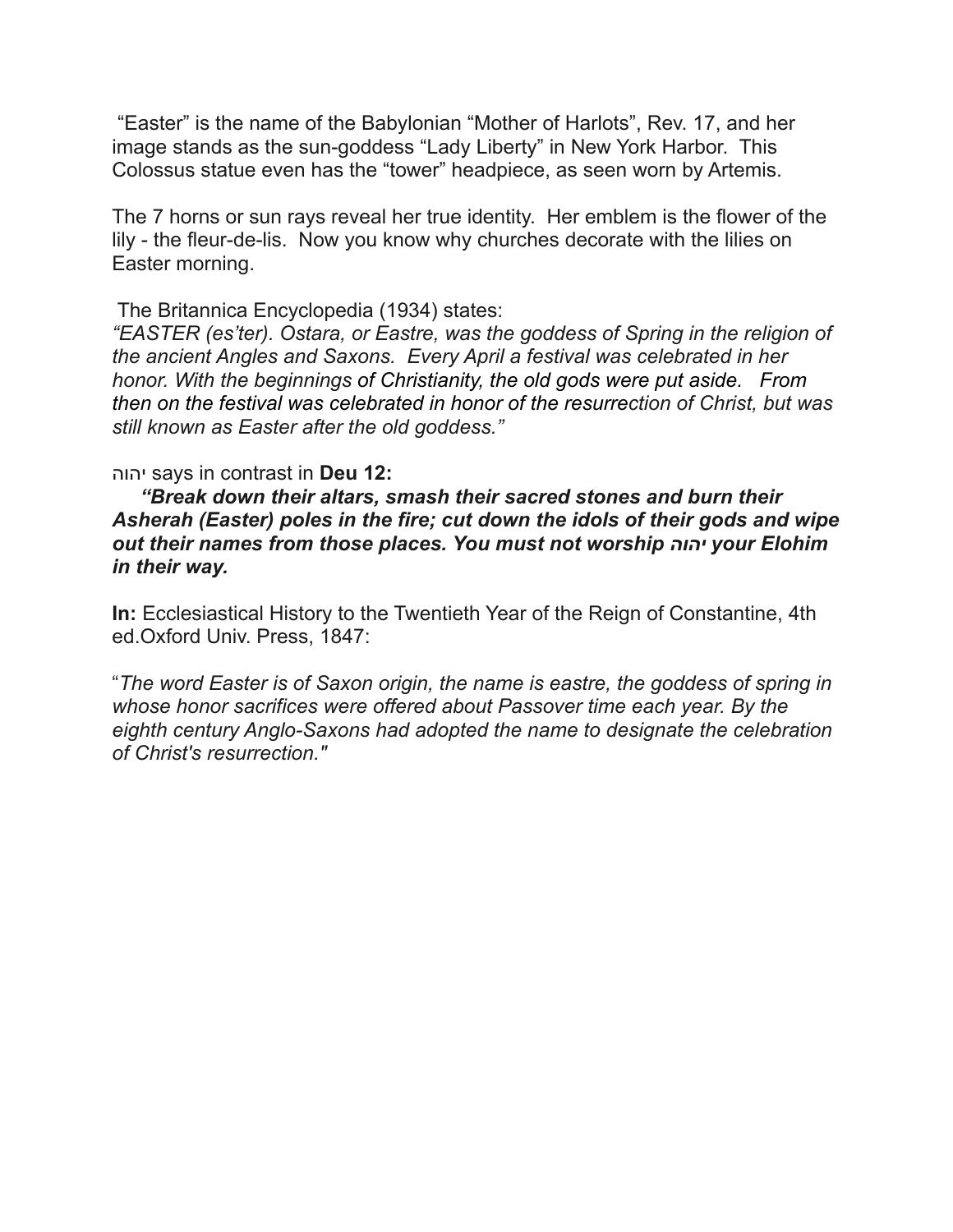"Easter" is the name of the Babylonian "Mother of Harlots", Rev. 17, and her image stands as the sun-goddess "Lady Liberty" in New York Harbor. This Colossus statue even has the "tower" headpiece, as seen worn by Artemis.

The 7 horns or sun rays reveal her true identity. Her emblem is the flower of the lily - the fleur-de-lis. Now you know why churches decorate with the lilies on Easter morning.

The Britannica Encyclopedia (1934) states:
*"EASTER (es'ter). Ostara, or Eastre, was the goddess of Spring in the religion of the ancient Angles and Saxons. Every April a festival was celebrated in her honor. With the beginnings of Christianity, the old gods were put aside. From then on the festival was celebrated in honor of the resurrection of Christ, but was still known as Easter after the old goddess."*

יהוה says in contrast in **Deu 12:**

***"Break down their altars, smash their sacred stones and burn their Asherah (Easter) poles in the fire; cut down the idols of their gods and wipe out their names from those places. You must not worship יהוה your Elohim in their way.***

**In:** Ecclesiastical History to the Twentieth Year of the Reign of Constantine, 4th ed.Oxford Univ. Press, 1847:

"*The word Easter is of Saxon origin, the name is eastre, the goddess of spring in whose honor sacrifices were offered about Passover time each year. By the eighth century Anglo-Saxons had adopted the name to designate the celebration of Christ's resurrection."*